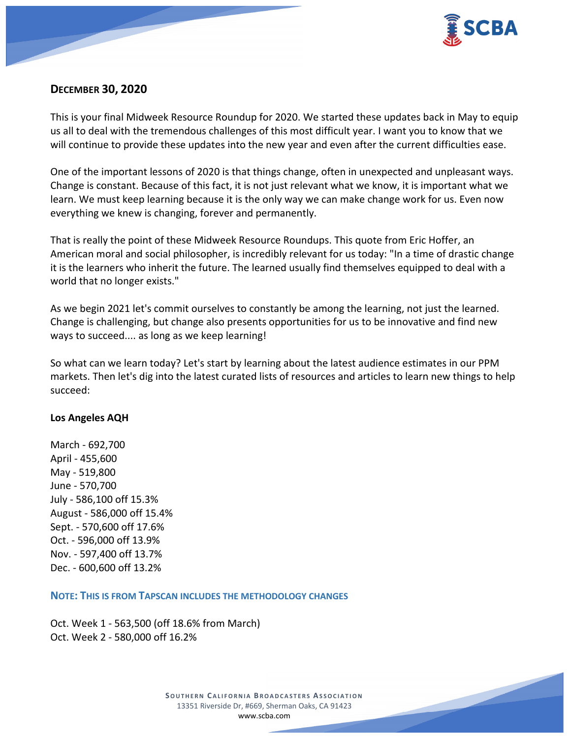## DECEMBER 30, 2020

This is your final Midweek Resource Roundup for 2020. We started these updates back in May to equip us all to deal with the tremendous challenges of this most difficult year. I want you to know that we will continue to provide these updates into the new year and even after the current difficulties ease.

One of the important lessons of 2020 is that things change, often in unexpected and unpleasant ways. Change is constant. Because of this fact, it is not just relevant what we know, it is important what we learn. We must keep learning because it is the only way we can make change work for us. Even now everything we knew is changing, forever and permanently.

That is really the point of these Midweek Resource Roundups. This quote from Eric Hoffer, an American moral and social philosopher, is incredibly relevant for us today: "In a time of drastic change it is the learners who inherit the future. The learned usually find themselves equipped to deal with a world that no longer exists."

As we begin 2021 let's commit ourselves to constantly be among the learning, not just the learned. Change is challenging, but change also presents opportunities for us to be innovative and find new ways to succeed.... as long as we keep learning!

So what can we learn today? Let's start by learning about the latest audience estimates in our PPM markets. Then let's dig into the latest curated lists of resources and articles to learn new things to help succeed:

**Los Angeles AQH**

March - 692,700
April - 455,600
May - 519,800
June - 570,700
July - 586,100 off 15.3%
August - 586,000 off 15.4%
Sept. - 570,600 off 17.6%
Oct. - 596,000 off 13.9%
Nov. - 597,400 off 13.7%
Dec. - 600,600 off 13.2%

**NOTE: THIS IS FROM TAPSCAN INCLUDES THE METHODOLOGY CHANGES**

Oct. Week 1 - 563,500 (off 18.6% from March)
Oct. Week 2 - 580,000 off 16.2%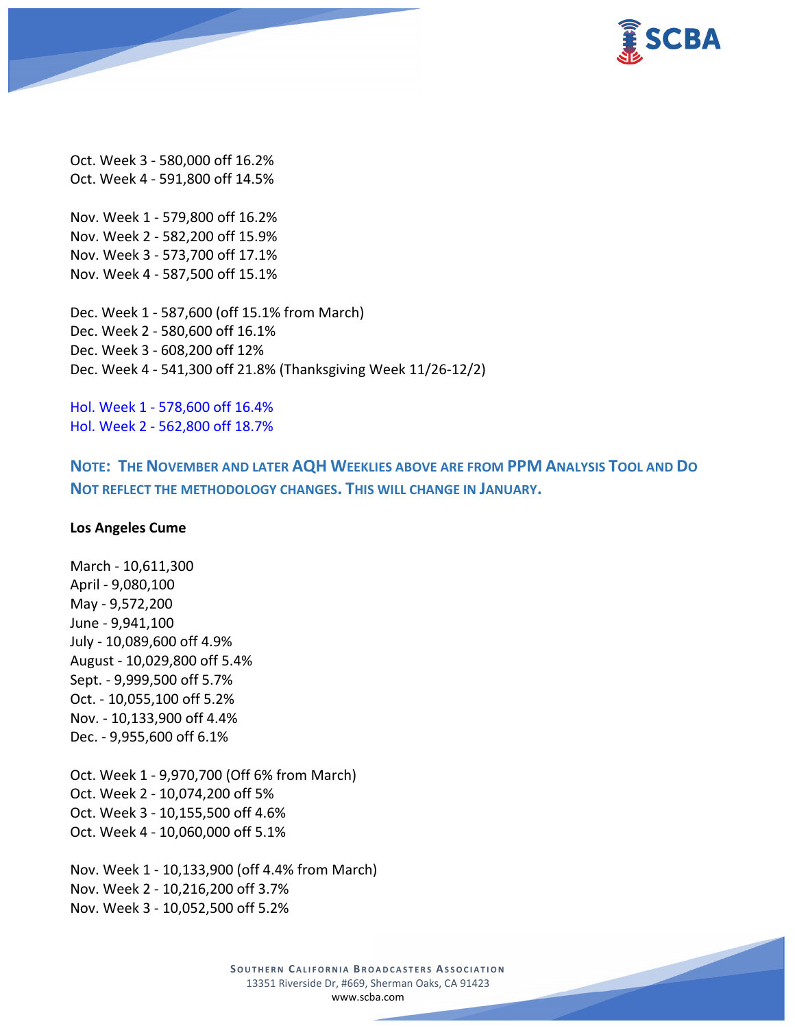Oct. Week 3 - 580,000 off 16.2%
Oct. Week 4 - 591,800 off 14.5%

Nov. Week 1 - 579,800 off 16.2%
Nov. Week 2 - 582,200 off 15.9%
Nov. Week 3 - 573,700 off 17.1%
Nov. Week 4 - 587,500 off 15.1%

Dec. Week 1 - 587,600 (off 15.1% from March)
Dec. Week 2 - 580,600 off 16.1%
Dec. Week 3 - 608,200 off 12%
Dec. Week 4 - 541,300 off 21.8% (Thanksgiving Week 11/26-12/2)

Hol. Week 1 - 578,600 off 16.4%
Hol. Week 2 - 562,800 off 18.7%

**NOTE: THE NOVEMBER AND LATER AQH WEEKLIES ABOVE ARE FROM PPM ANALYSIS TOOL AND DO NOT REFLECT THE METHODOLOGY CHANGES. THIS WILL CHANGE IN JANUARY.**

**Los Angeles Cume**

March - 10,611,300
April - 9,080,100
May - 9,572,200
June - 9,941,100
July - 10,089,600 off 4.9%
August - 10,029,800 off 5.4%
Sept. - 9,999,500 off 5.7%
Oct. - 10,055,100 off 5.2%
Nov. - 10,133,900 off 4.4%
Dec. - 9,955,600 off 6.1%

Oct. Week 1 - 9,970,700 (Off 6% from March)
Oct. Week 2 - 10,074,200 off 5%
Oct. Week 3 - 10,155,500 off 4.6%
Oct. Week 4 - 10,060,000 off 5.1%

Nov. Week 1 - 10,133,900 (off 4.4% from March)
Nov. Week 2 - 10,216,200 off 3.7%
Nov. Week 3 - 10,052,500 off 5.2%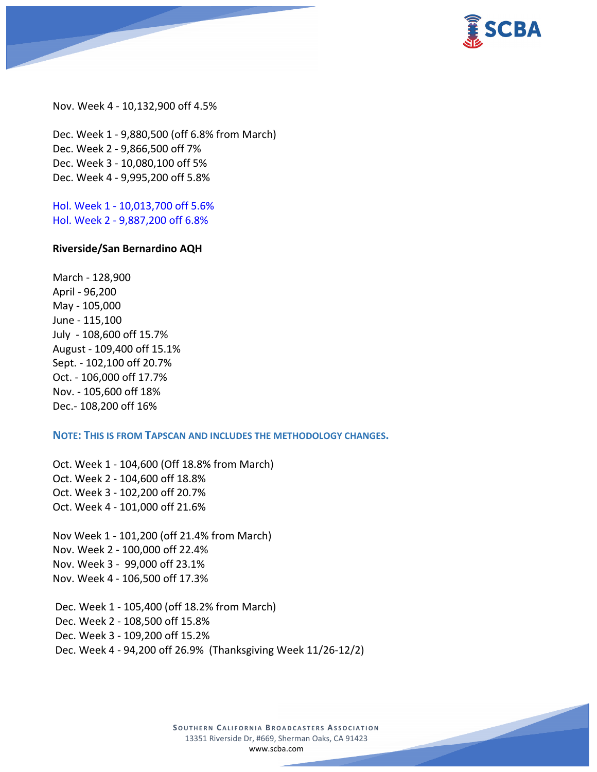Nov. Week 4 - 10,132,900 off 4.5%

Dec. Week 1 - 9,880,500 (off 6.8% from March)
Dec. Week 2 - 9,866,500 off 7%
Dec. Week 3 - 10,080,100 off 5%
Dec. Week 4 - 9,995,200 off 5.8%

Hol. Week 1 - 10,013,700 off 5.6%
Hol. Week 2 - 9,887,200 off 6.8%

**Riverside/San Bernardino AQH**

March - 128,900
April - 96,200
May - 105,000
June - 115,100
July - 108,600 off 15.7%
August - 109,400 off 15.1%
Sept. - 102,100 off 20.7%
Oct. - 106,000 off 17.7%
Nov. - 105,600 off 18%
Dec.- 108,200 off 16%

**NOTE: THIS IS FROM TAPSCAN AND INCLUDES THE METHODOLOGY CHANGES.**

Oct. Week 1 - 104,600 (Off 18.8% from March)
Oct. Week 2 - 104,600 off 18.8%
Oct. Week 3 - 102,200 off 20.7%
Oct. Week 4 - 101,000 off 21.6%

Nov Week 1 - 101,200 (off 21.4% from March)
Nov. Week 2 - 100,000 off 22.4%
Nov. Week 3 - 99,000 off 23.1%
Nov. Week 4 - 106,500 off 17.3%

Dec. Week 1 - 105,400 (off 18.2% from March)
Dec. Week 2 - 108,500 off 15.8%
Dec. Week 3 - 109,200 off 15.2%
Dec. Week 4 - 94,200 off 26.9% (Thanksgiving Week 11/26-12/2)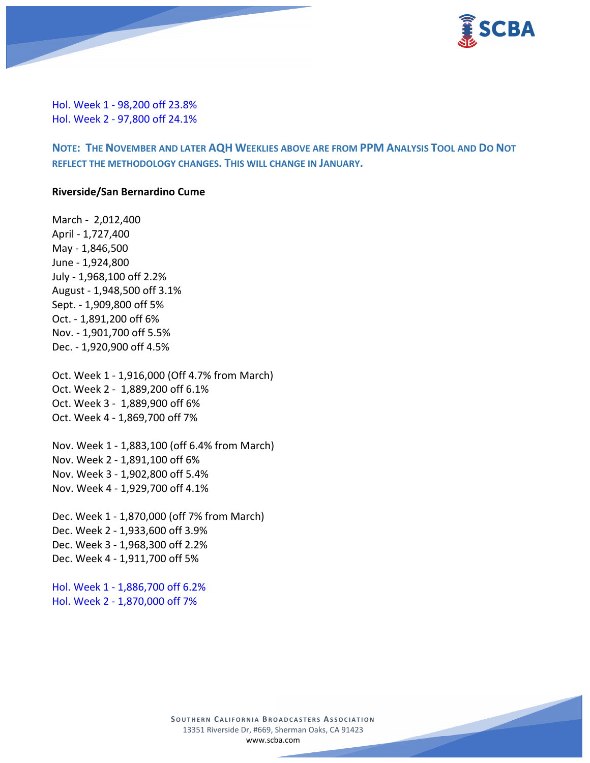Hol. Week 1 - 98,200 off 23.8%
Hol. Week 2 - 97,800 off 24.1%

**NOTE: THE NOVEMBER AND LATER AQH WEEKLIES ABOVE ARE FROM PPM ANALYSIS TOOL AND DO NOT REFLECT THE METHODOLOGY CHANGES. THIS WILL CHANGE IN JANUARY.**

**Riverside/San Bernardino Cume**

March - 2,012,400
April - 1,727,400
May - 1,846,500
June - 1,924,800
July - 1,968,100 off 2.2%
August - 1,948,500 off 3.1%
Sept. - 1,909,800 off 5%
Oct. - 1,891,200 off 6%
Nov. - 1,901,700 off 5.5%
Dec. - 1,920,900 off 4.5%

Oct. Week 1 - 1,916,000 (Off 4.7% from March)
Oct. Week 2 - 1,889,200 off 6.1%
Oct. Week 3 - 1,889,900 off 6%
Oct. Week 4 - 1,869,700 off 7%

Nov. Week 1 - 1,883,100 (off 6.4% from March)
Nov. Week 2 - 1,891,100 off 6%
Nov. Week 3 - 1,902,800 off 5.4%
Nov. Week 4 - 1,929,700 off 4.1%

Dec. Week 1 - 1,870,000 (off 7% from March)
Dec. Week 2 - 1,933,600 off 3.9%
Dec. Week 3 - 1,968,300 off 2.2%
Dec. Week 4 - 1,911,700 off 5%

Hol. Week 1 - 1,886,700 off 6.2%
Hol. Week 2 - 1,870,000 off 7%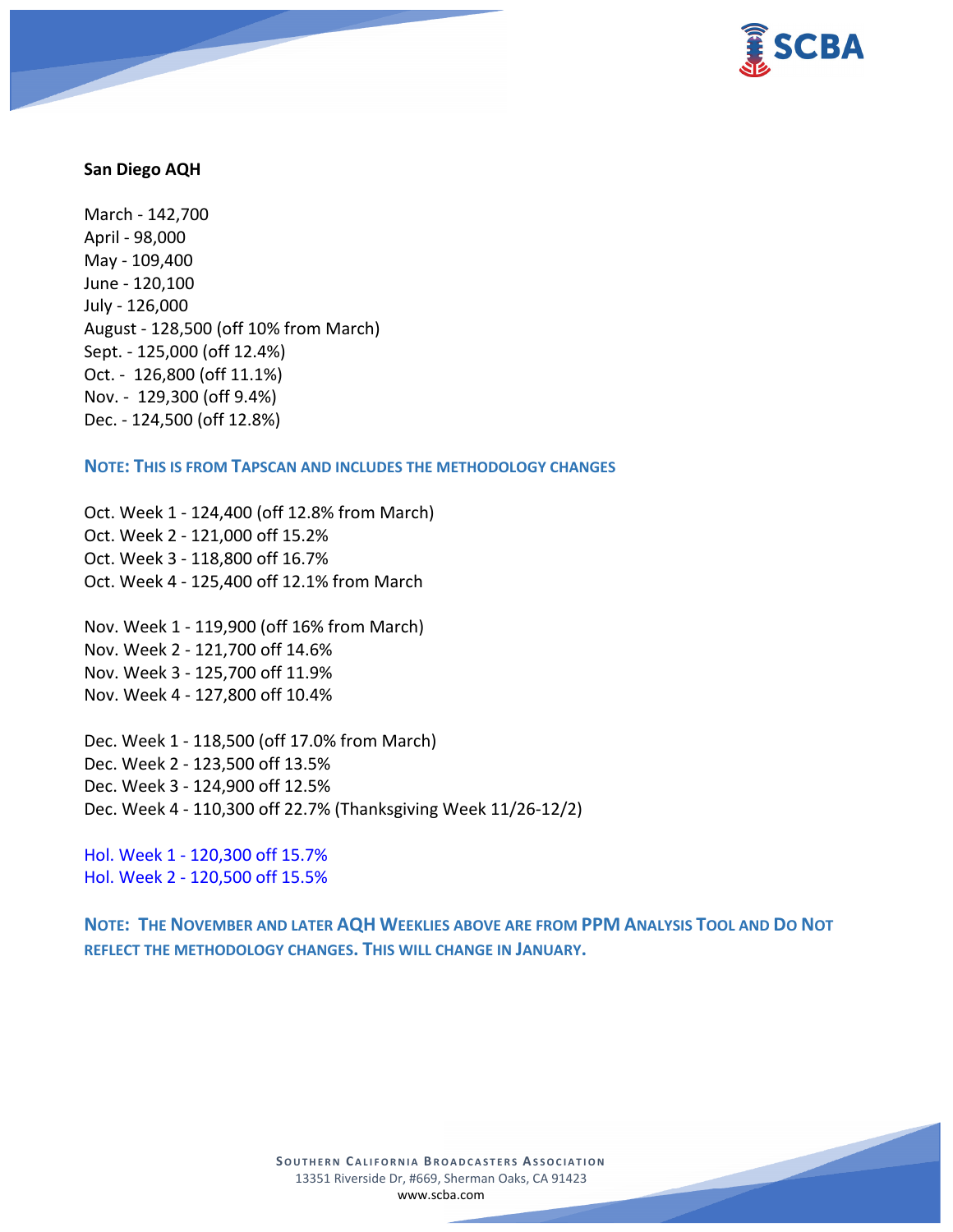**San Diego AQH**

March - 142,700
April - 98,000
May - 109,400
June - 120,100
July - 126,000
August - 128,500 (off 10% from March)
Sept. - 125,000 (off 12.4%)
Oct. - 126,800 (off 11.1%)
Nov. - 129,300 (off 9.4%)
Dec. - 124,500 (off 12.8%)

**NOTE: THIS IS FROM TAPSCAN AND INCLUDES THE METHODOLOGY CHANGES**

Oct. Week 1 - 124,400 (off 12.8% from March)
Oct. Week 2 - 121,000 off 15.2%
Oct. Week 3 - 118,800 off 16.7%
Oct. Week 4 - 125,400 off 12.1% from March

Nov. Week 1 - 119,900 (off 16% from March)
Nov. Week 2 - 121,700 off 14.6%
Nov. Week 3 - 125,700 off 11.9%
Nov. Week 4 - 127,800 off 10.4%

Dec. Week 1 - 118,500 (off 17.0% from March)
Dec. Week 2 - 123,500 off 13.5%
Dec. Week 3 - 124,900 off 12.5%
Dec. Week 4 - 110,300 off 22.7% (Thanksgiving Week 11/26-12/2)

Hol. Week 1 - 120,300 off 15.7%
Hol. Week 2 - 120,500 off 15.5%

**NOTE: THE NOVEMBER AND LATER AQH WEEKLIES ABOVE ARE FROM PPM ANALYSIS TOOL AND DO NOT REFLECT THE METHODOLOGY CHANGES. THIS WILL CHANGE IN JANUARY.**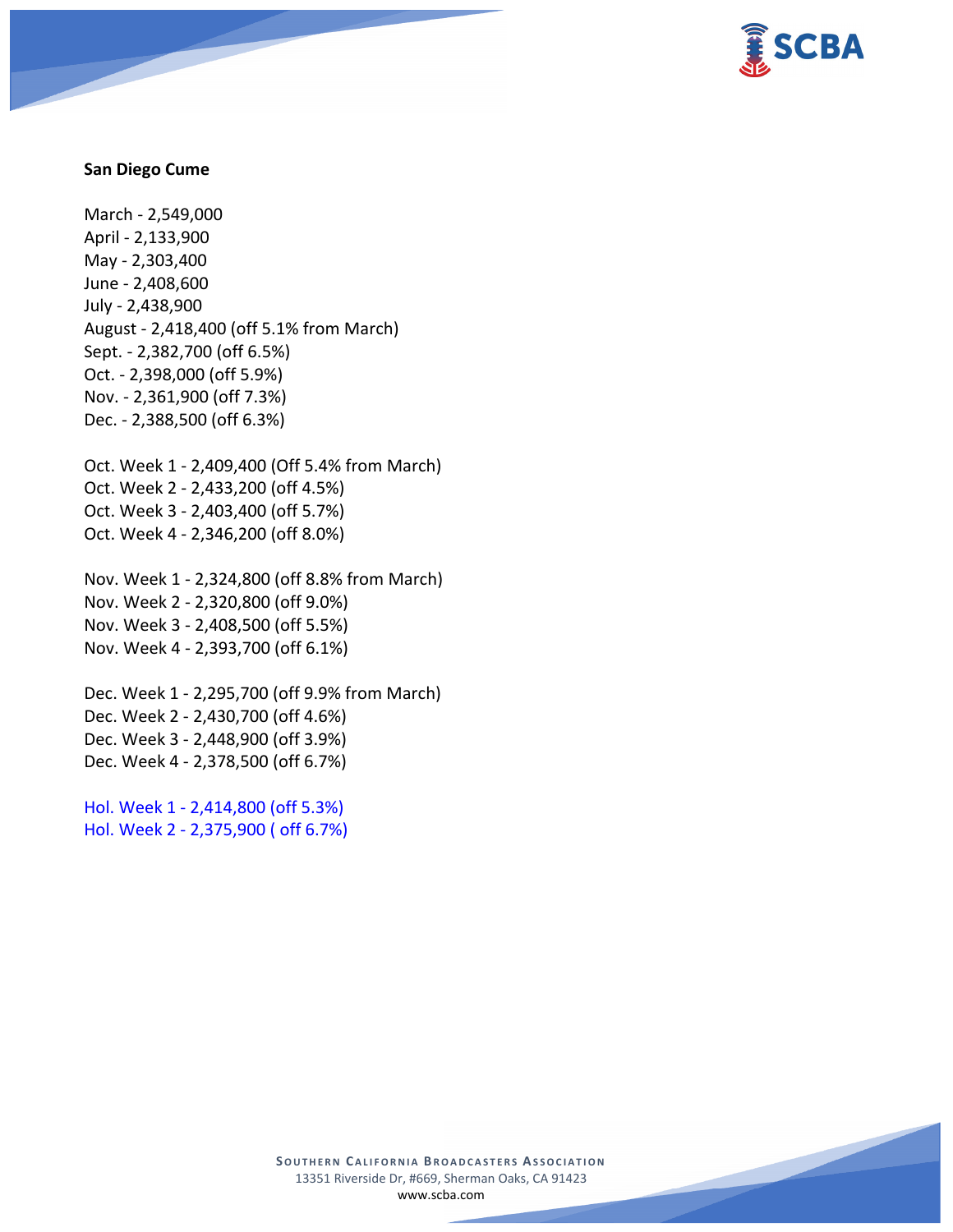**San Diego Cume**

March - 2,549,000
April - 2,133,900
May - 2,303,400
June - 2,408,600
July - 2,438,900
August - 2,418,400 (off 5.1% from March)
Sept. - 2,382,700 (off 6.5%)
Oct. - 2,398,000 (off 5.9%)
Nov. - 2,361,900 (off 7.3%)
Dec. - 2,388,500 (off 6.3%)

Oct. Week 1 - 2,409,400 (Off 5.4% from March)
Oct. Week 2 - 2,433,200 (off 4.5%)
Oct. Week 3 - 2,403,400 (off 5.7%)
Oct. Week 4 - 2,346,200 (off 8.0%)

Nov. Week 1 - 2,324,800 (off 8.8% from March)
Nov. Week 2 - 2,320,800 (off 9.0%)
Nov. Week 3 - 2,408,500 (off 5.5%)
Nov. Week 4 - 2,393,700 (off 6.1%)

Dec. Week 1 - 2,295,700 (off 9.9% from March)
Dec. Week 2 - 2,430,700 (off 4.6%)
Dec. Week 3 - 2,448,900 (off 3.9%)
Dec. Week 4 - 2,378,500 (off 6.7%)

Hol. Week 1 - 2,414,800 (off 5.3%)
Hol. Week 2 - 2,375,900 ( off 6.7%)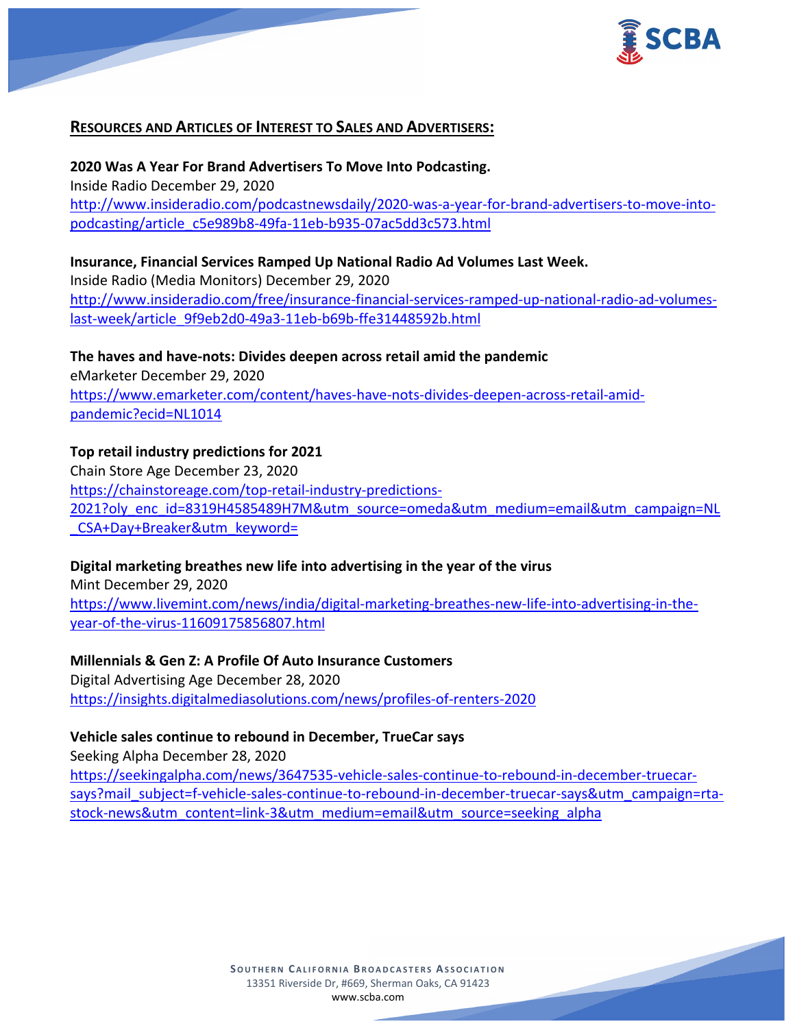## RESOURCES AND ARTICLES OF INTEREST TO SALES AND ADVERTISERS:

**2020 Was A Year For Brand Advertisers To Move Into Podcasting.**
Inside Radio December 29, 2020
http://www.insideradio.com/podcastnewsdaily/2020-was-a-year-for-brand-advertisers-to-move-into-podcasting/article_c5e989b8-49fa-11eb-b935-07ac5dd3c573.html

**Insurance, Financial Services Ramped Up National Radio Ad Volumes Last Week.**
Inside Radio (Media Monitors) December 29, 2020
http://www.insideradio.com/free/insurance-financial-services-ramped-up-national-radio-ad-volumes-last-week/article_9f9eb2d0-49a3-11eb-b69b-ffe31448592b.html

**The haves and have-nots: Divides deepen across retail amid the pandemic**
eMarketer December 29, 2020
https://www.emarketer.com/content/haves-have-nots-divides-deepen-across-retail-amid-pandemic?ecid=NL1014

**Top retail industry predictions for 2021**
Chain Store Age December 23, 2020
https://chainstoreage.com/top-retail-industry-predictions-2021?oly_enc_id=8319H4585489H7M&utm_source=omeda&utm_medium=email&utm_campaign=NL_CSA+Day+Breaker&utm_keyword=

**Digital marketing breathes new life into advertising in the year of the virus**
Mint December 29, 2020
https://www.livemint.com/news/india/digital-marketing-breathes-new-life-into-advertising-in-the-year-of-the-virus-11609175856807.html

**Millennials & Gen Z: A Profile Of Auto Insurance Customers**
Digital Advertising Age December 28, 2020
https://insights.digitalmediasolutions.com/news/profiles-of-renters-2020

**Vehicle sales continue to rebound in December, TrueCar says**
Seeking Alpha December 28, 2020
https://seekingalpha.com/news/3647535-vehicle-sales-continue-to-rebound-in-december-truecar-says?mail_subject=f-vehicle-sales-continue-to-rebound-in-december-truecar-says&utm_campaign=rta-stock-news&utm_content=link-3&utm_medium=email&utm_source=seeking_alpha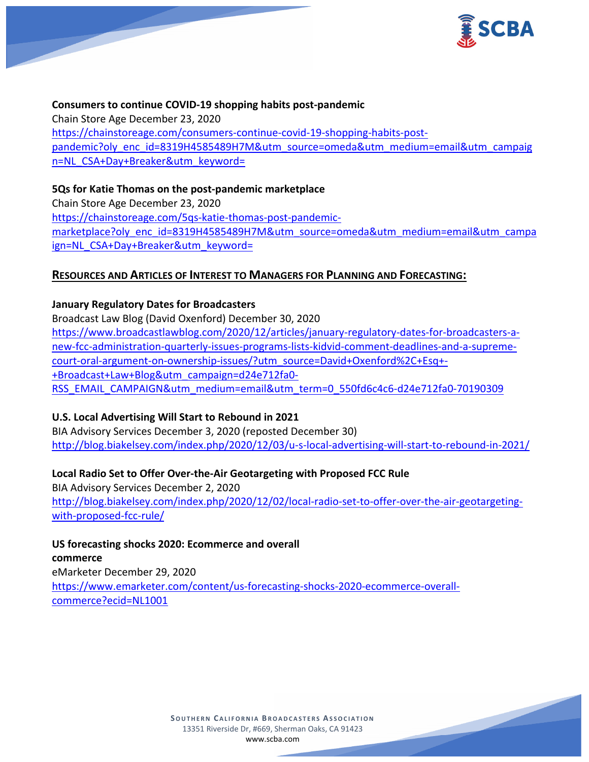**Consumers to continue COVID-19 shopping habits post-pandemic**
Chain Store Age December 23, 2020
https://chainstoreage.com/consumers-continue-covid-19-shopping-habits-post-pandemic?oly_enc_id=8319H4585489H7M&utm_source=omeda&utm_medium=email&utm_campaign=NL_CSA+Day+Breaker&utm_keyword=

**5Qs for Katie Thomas on the post-pandemic marketplace**
Chain Store Age December 23, 2020
https://chainstoreage.com/5qs-katie-thomas-post-pandemic-marketplace?oly_enc_id=8319H4585489H7M&utm_source=omeda&utm_medium=email&utm_campaign=NL_CSA+Day+Breaker&utm_keyword=

## RESOURCES AND ARTICLES OF INTEREST TO MANAGERS FOR PLANNING AND FORECASTING:

**January Regulatory Dates for Broadcasters**
Broadcast Law Blog (David Oxenford) December 30, 2020
https://www.broadcastlawblog.com/2020/12/articles/january-regulatory-dates-for-broadcasters-a-new-fcc-administration-quarterly-issues-programs-lists-kidvid-comment-deadlines-and-a-supreme-court-oral-argument-on-ownership-issues/?utm_source=David+Oxenford%2C+Esq+-+Broadcast+Law+Blog&utm_campaign=d24e712fa0-RSS_EMAIL_CAMPAIGN&utm_medium=email&utm_term=0_550fd6c4c6-d24e712fa0-70190309

**U.S. Local Advertising Will Start to Rebound in 2021**
BIA Advisory Services December 3, 2020 (reposted December 30)
http://blog.biakelsey.com/index.php/2020/12/03/u-s-local-advertising-will-start-to-rebound-in-2021/

**Local Radio Set to Offer Over-the-Air Geotargeting with Proposed FCC Rule**
BIA Advisory Services December 2, 2020
http://blog.biakelsey.com/index.php/2020/12/02/local-radio-set-to-offer-over-the-air-geotargeting-with-proposed-fcc-rule/

**US forecasting shocks 2020: Ecommerce and overall commerce**
eMarketer December 29, 2020
https://www.emarketer.com/content/us-forecasting-shocks-2020-ecommerce-overall-commerce?ecid=NL1001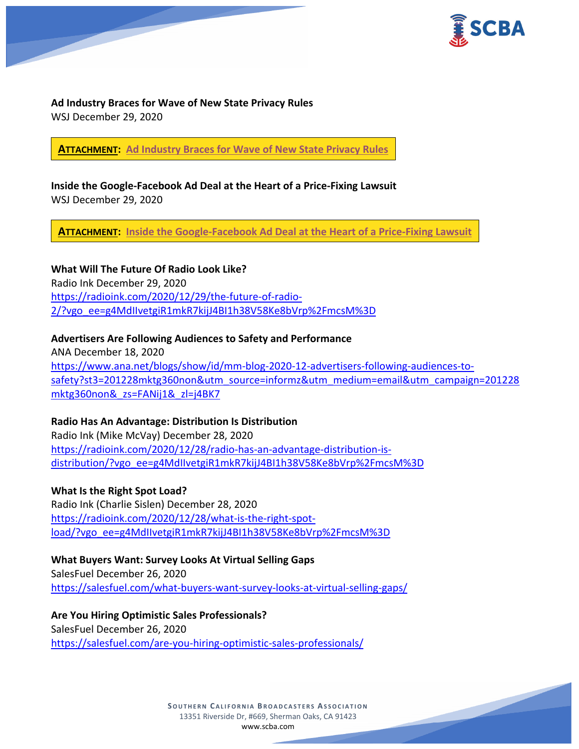**Ad Industry Braces for Wave of New State Privacy Rules**
WSJ December 29, 2020

**ATTACHMENT: Ad Industry Braces for Wave of New State Privacy Rules**

**Inside the Google-Facebook Ad Deal at the Heart of a Price-Fixing Lawsuit**
WSJ December 29, 2020

**ATTACHMENT: Inside the Google-Facebook Ad Deal at the Heart of a Price-Fixing Lawsuit**

**What Will The Future Of Radio Look Like?**
Radio Ink December 29, 2020
https://radioink.com/2020/12/29/the-future-of-radio-2/?vgo_ee=g4MdIIvetgiR1mkR7kijJ4BI1h38V58Ke8bVrp%2FmcsM%3D

**Advertisers Are Following Audiences to Safety and Performance**
ANA December 18, 2020
https://www.ana.net/blogs/show/id/mm-blog-2020-12-advertisers-following-audiences-to-safety?st3=201228mktg360non&utm_source=informz&utm_medium=email&utm_campaign=201228mktg360non&_zs=FANij1&_zl=j4BK7

**Radio Has An Advantage: Distribution Is Distribution**
Radio Ink (Mike McVay) December 28, 2020
https://radioink.com/2020/12/28/radio-has-an-advantage-distribution-is-distribution/?vgo_ee=g4MdIIvetgiR1mkR7kijJ4BI1h38V58Ke8bVrp%2FmcsM%3D

**What Is the Right Spot Load?**
Radio Ink (Charlie Sislen) December 28, 2020
https://radioink.com/2020/12/28/what-is-the-right-spot-load/?vgo_ee=g4MdIIvetgiR1mkR7kijJ4BI1h38V58Ke8bVrp%2FmcsM%3D

**What Buyers Want: Survey Looks At Virtual Selling Gaps**
SalesFuel December 26, 2020
https://salesfuel.com/what-buyers-want-survey-looks-at-virtual-selling-gaps/

**Are You Hiring Optimistic Sales Professionals?**
SalesFuel December 26, 2020
https://salesfuel.com/are-you-hiring-optimistic-sales-professionals/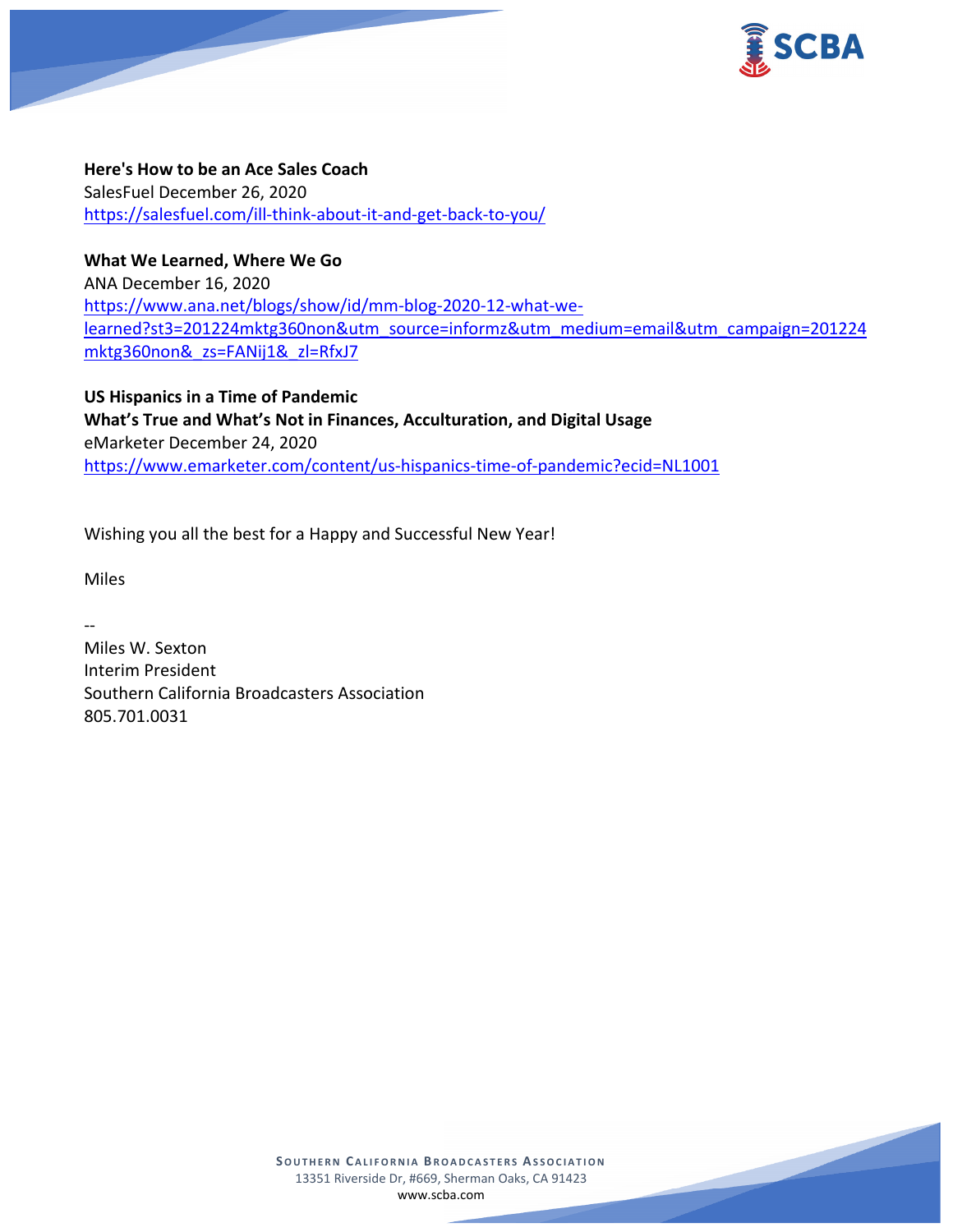**Here's How to be an Ace Sales Coach**
SalesFuel December 26, 2020
https://salesfuel.com/ill-think-about-it-and-get-back-to-you/

**What We Learned, Where We Go**
ANA December 16, 2020
https://www.ana.net/blogs/show/id/mm-blog-2020-12-what-we-learned?st3=201224mktg360non&utm_source=informz&utm_medium=email&utm_campaign=201224mktg360non&_zs=FANij1&_zl=RfxJ7

**US Hispanics in a Time of Pandemic**
**What's True and What's Not in Finances, Acculturation, and Digital Usage**
eMarketer December 24, 2020
https://www.emarketer.com/content/us-hispanics-time-of-pandemic?ecid=NL1001

Wishing you all the best for a Happy and Successful New Year!

Miles

--
Miles W. Sexton
Interim President
Southern California Broadcasters Association
805.701.0031